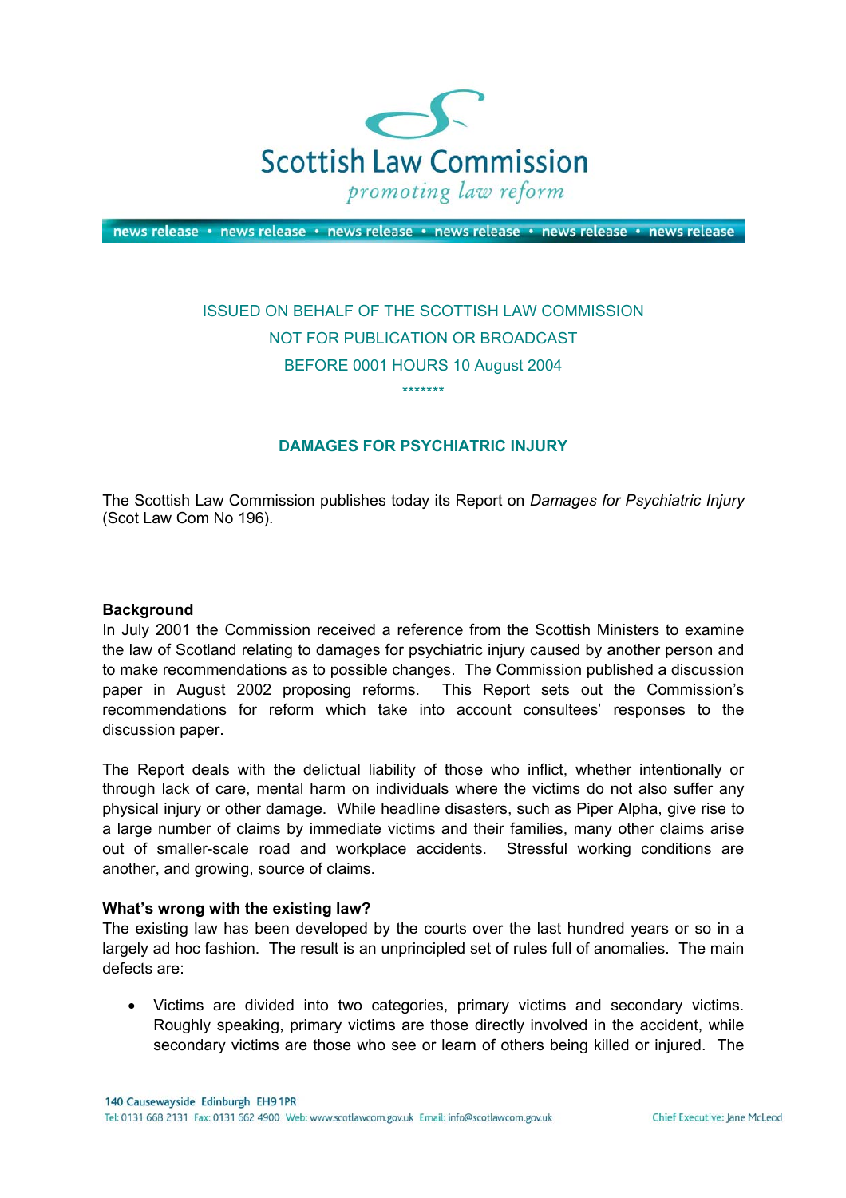Scottish Law Commission

*promoting law reform*

news release • news release • news release • news release • news release • news release

ISSUED ON BEHALF OF THE SCOTTISH LAW COMMISSION
NOT FOR PUBLICATION OR BROADCAST
BEFORE 0001 HOURS 10 August 2004

*******

## DAMAGES FOR PSYCHIATRIC INJURY

The Scottish Law Commission publishes today its Report on *Damages for Psychiatric Injury* (Scot Law Com No 196).

**Background**

In July 2001 the Commission received a reference from the Scottish Ministers to examine the law of Scotland relating to damages for psychiatric injury caused by another person and to make recommendations as to possible changes. The Commission published a discussion paper in August 2002 proposing reforms. This Report sets out the Commission's recommendations for reform which take into account consultees' responses to the discussion paper.

The Report deals with the delictual liability of those who inflict, whether intentionally or through lack of care, mental harm on individuals where the victims do not also suffer any physical injury or other damage. While headline disasters, such as Piper Alpha, give rise to a large number of claims by immediate victims and their families, many other claims arise out of smaller-scale road and workplace accidents. Stressful working conditions are another, and growing, source of claims.

**What's wrong with the existing law?**

The existing law has been developed by the courts over the last hundred years or so in a largely ad hoc fashion. The result is an unprincipled set of rules full of anomalies. The main defects are:

- Victims are divided into two categories, primary victims and secondary victims. Roughly speaking, primary victims are those directly involved in the accident, while secondary victims are those who see or learn of others being killed or injured. The

140 Causewayside Edinburgh EH9 1PR
Tel: 0131 668 2131 Fax: 0131 662 4900 Web: www.scotlawcom.gov.uk Email: info@scotlawcom.gov.uk
Chief Executive: Jane McLeod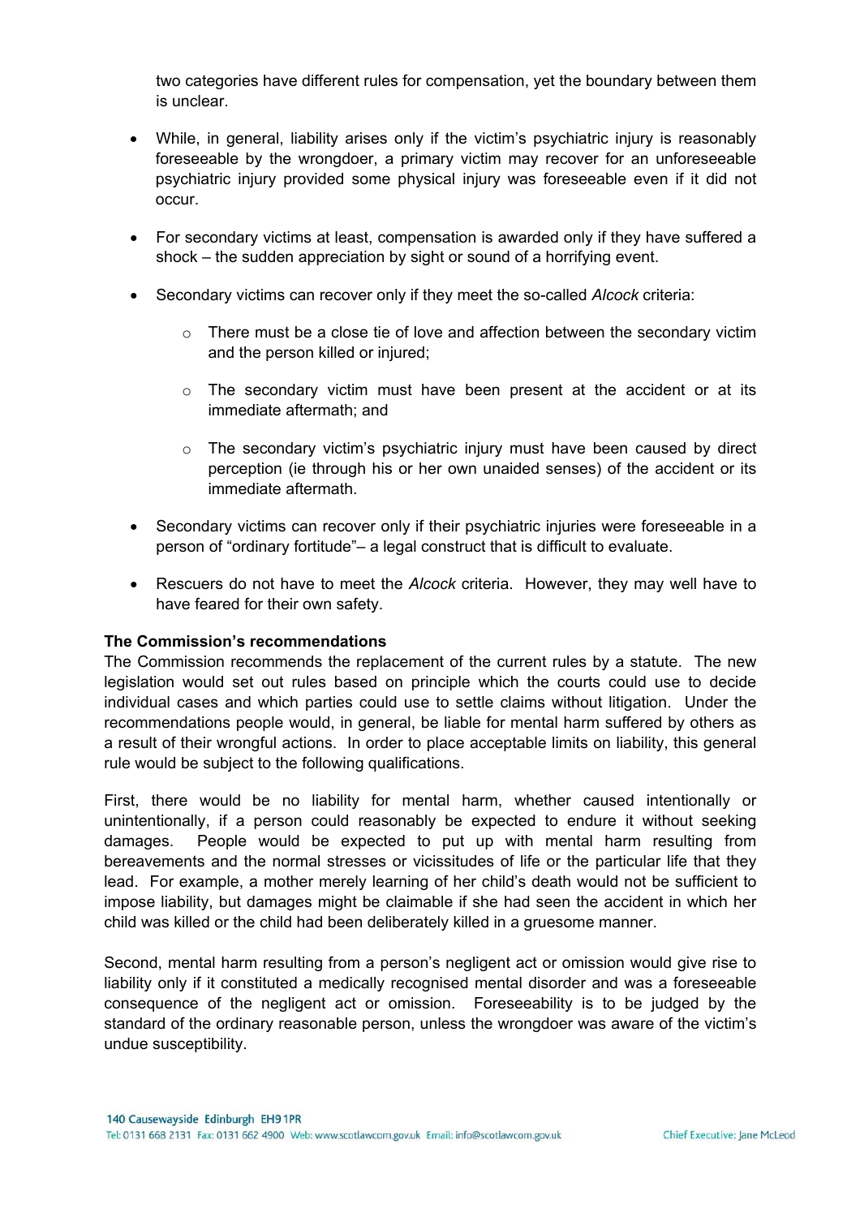two categories have different rules for compensation, yet the boundary between them is unclear.

- While, in general, liability arises only if the victim's psychiatric injury is reasonably foreseeable by the wrongdoer, a primary victim may recover for an unforeseeable psychiatric injury provided some physical injury was foreseeable even if it did not occur.

- For secondary victims at least, compensation is awarded only if they have suffered a shock – the sudden appreciation by sight or sound of a horrifying event.

- Secondary victims can recover only if they meet the so-called *Alcock* criteria:

  - There must be a close tie of love and affection between the secondary victim and the person killed or injured;

  - The secondary victim must have been present at the accident or at its immediate aftermath; and

  - The secondary victim's psychiatric injury must have been caused by direct perception (ie through his or her own unaided senses) of the accident or its immediate aftermath.

- Secondary victims can recover only if their psychiatric injuries were foreseeable in a person of "ordinary fortitude"– a legal construct that is difficult to evaluate.

- Rescuers do not have to meet the *Alcock* criteria. However, they may well have to have feared for their own safety.

**The Commission's recommendations**

The Commission recommends the replacement of the current rules by a statute. The new legislation would set out rules based on principle which the courts could use to decide individual cases and which parties could use to settle claims without litigation. Under the recommendations people would, in general, be liable for mental harm suffered by others as a result of their wrongful actions. In order to place acceptable limits on liability, this general rule would be subject to the following qualifications.

First, there would be no liability for mental harm, whether caused intentionally or unintentionally, if a person could reasonably be expected to endure it without seeking damages. People would be expected to put up with mental harm resulting from bereavements and the normal stresses or vicissitudes of life or the particular life that they lead. For example, a mother merely learning of her child's death would not be sufficient to impose liability, but damages might be claimable if she had seen the accident in which her child was killed or the child had been deliberately killed in a gruesome manner.

Second, mental harm resulting from a person's negligent act or omission would give rise to liability only if it constituted a medically recognised mental disorder and was a foreseeable consequence of the negligent act or omission. Foreseeability is to be judged by the standard of the ordinary reasonable person, unless the wrongdoer was aware of the victim's undue susceptibility.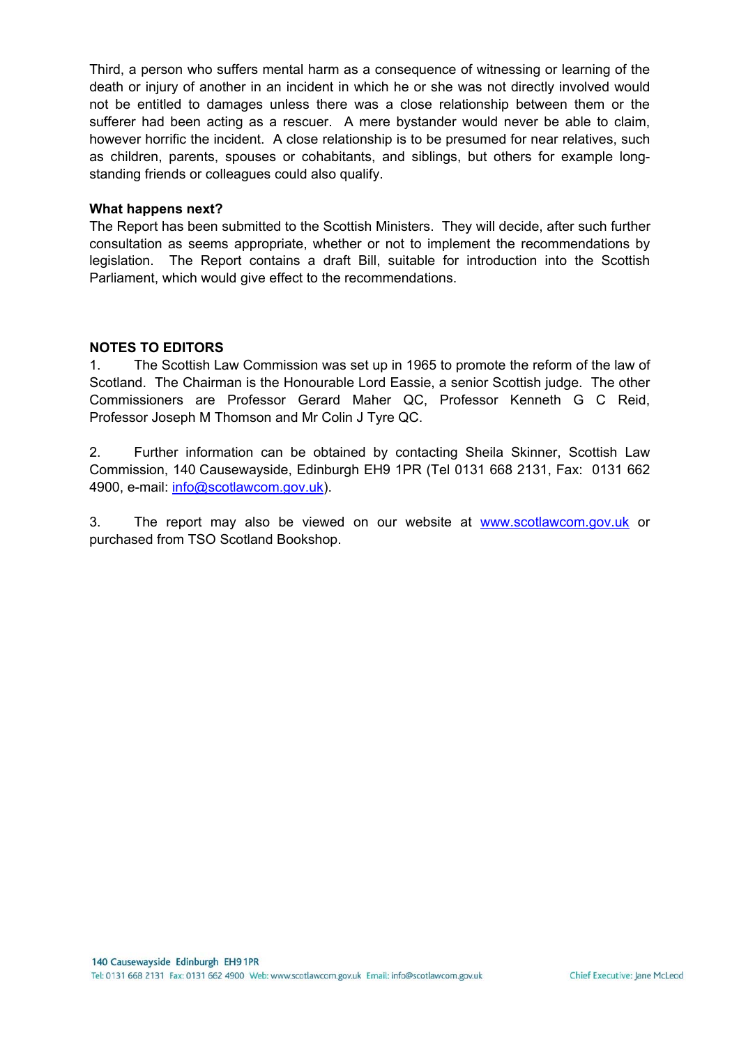Third, a person who suffers mental harm as a consequence of witnessing or learning of the death or injury of another in an incident in which he or she was not directly involved would not be entitled to damages unless there was a close relationship between them or the sufferer had been acting as a rescuer. A mere bystander would never be able to claim, however horrific the incident. A close relationship is to be presumed for near relatives, such as children, parents, spouses or cohabitants, and siblings, but others for example long-standing friends or colleagues could also qualify.

**What happens next?**

The Report has been submitted to the Scottish Ministers. They will decide, after such further consultation as seems appropriate, whether or not to implement the recommendations by legislation. The Report contains a draft Bill, suitable for introduction into the Scottish Parliament, which would give effect to the recommendations.

**NOTES TO EDITORS**

1. The Scottish Law Commission was set up in 1965 to promote the reform of the law of Scotland. The Chairman is the Honourable Lord Eassie, a senior Scottish judge. The other Commissioners are Professor Gerard Maher QC, Professor Kenneth G C Reid, Professor Joseph M Thomson and Mr Colin J Tyre QC.

2. Further information can be obtained by contacting Sheila Skinner, Scottish Law Commission, 140 Causewayside, Edinburgh EH9 1PR (Tel 0131 668 2131, Fax: 0131 662 4900, e-mail: info@scotlawcom.gov.uk).

3. The report may also be viewed on our website at www.scotlawcom.gov.uk or purchased from TSO Scotland Bookshop.